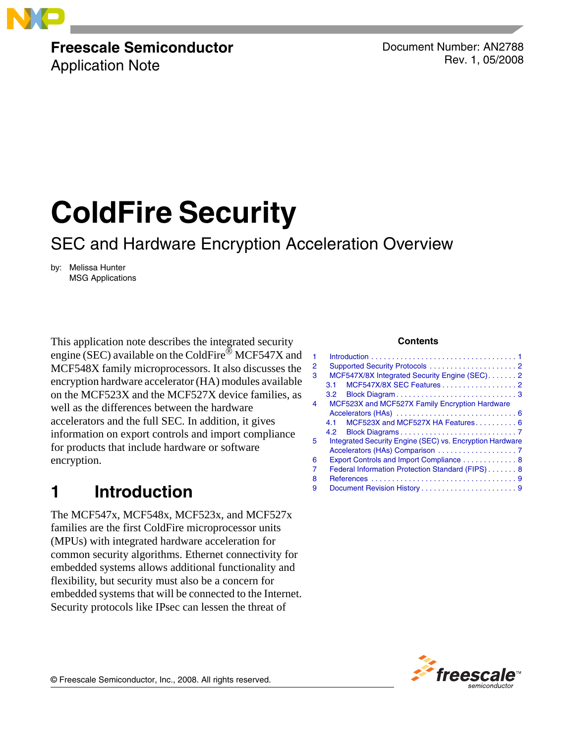Freescale Semiconductor
Application Note

Document Number: AN2788
Rev. 1, 05/2008

# ColdFire Security

## SEC and Hardware Encryption Acceleration Overview

by: Melissa Hunter
MSG Applications

This application note describes the integrated security engine (SEC) available on the ColdFire® MCF547X and MCF548X family microprocessors. It also discusses the encryption hardware accelerator (HA) modules available on the MCF523X and the MCF527X device families, as well as the differences between the hardware accelerators and the full SEC. In addition, it gives information on export controls and import compliance for products that include hardware or software encryption.

**Contents**

1 Introduction . . . . . . . . . . . . . . . . . . . . . . . . . . . . . . . . . . 1
2 Supported Security Protocols . . . . . . . . . . . . . . . . . . . . . 2
3 MCF547X/8X Integrated Security Engine (SEC). . . . . . . 2
  3.1 MCF547X/8X SEC Features . . . . . . . . . . . . . . . . . . 2
  3.2 Block Diagram . . . . . . . . . . . . . . . . . . . . . . . . . . . . 3
4 MCF523X and MCF527X Family Encryption Hardware Accelerators (HAs) . . . . . . . . . . . . . . . . . . . . . . . . . . . . 6
  4.1 MCF523X and MCF527X HA Features . . . . . . . . . . 6
  4.2 Block Diagrams . . . . . . . . . . . . . . . . . . . . . . . . . . . 7
5 Integrated Security Engine (SEC) vs. Encryption Hardware Accelerators (HAs) Comparison . . . . . . . . . . . . . . . . . . . 7
6 Export Controls and Import Compliance . . . . . . . . . . . . . 8
7 Federal Information Protection Standard (FIPS) . . . . . . . 8
8 References . . . . . . . . . . . . . . . . . . . . . . . . . . . . . . . . . . 9
9 Document Revision History . . . . . . . . . . . . . . . . . . . . . . 9

# 1 Introduction

The MCF547x, MCF548x, MCF523x, and MCF527x families are the first ColdFire microprocessor units (MPUs) with integrated hardware acceleration for common security algorithms. Ethernet connectivity for embedded systems allows additional functionality and flexibility, but security must also be a concern for embedded systems that will be connected to the Internet. Security protocols like IPsec can lessen the threat of

© Freescale Semiconductor, Inc., 2008. All rights reserved.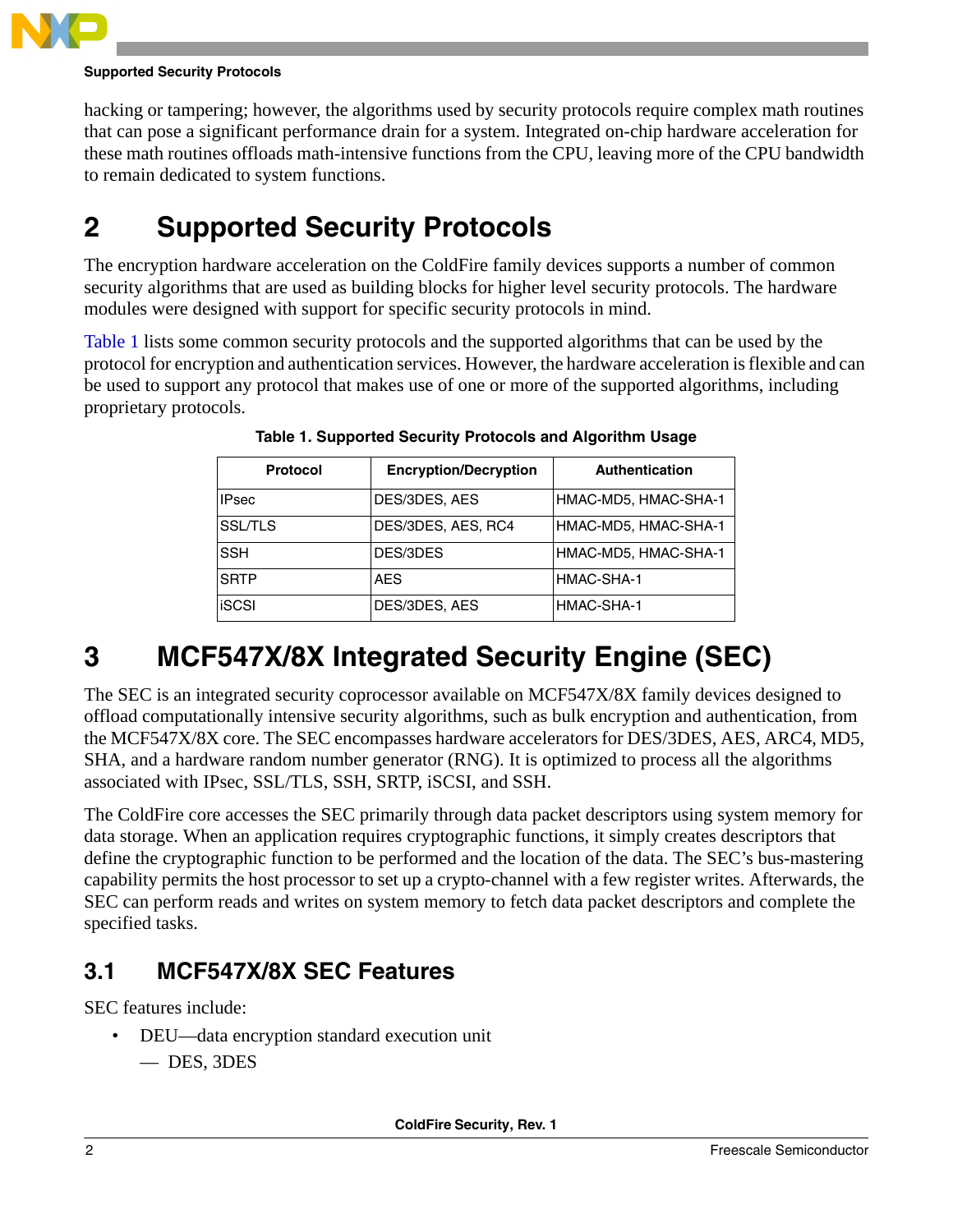hacking or tampering; however, the algorithms used by security protocols require complex math routines that can pose a significant performance drain for a system. Integrated on-chip hardware acceleration for these math routines offloads math-intensive functions from the CPU, leaving more of the CPU bandwidth to remain dedicated to system functions.

# 2 Supported Security Protocols

The encryption hardware acceleration on the ColdFire family devices supports a number of common security algorithms that are used as building blocks for higher level security protocols. The hardware modules were designed with support for specific security protocols in mind.

Table 1 lists some common security protocols and the supported algorithms that can be used by the protocol for encryption and authentication services. However, the hardware acceleration is flexible and can be used to support any protocol that makes use of one or more of the supported algorithms, including proprietary protocols.

**Table 1. Supported Security Protocols and Algorithm Usage**

| Protocol | Encryption/Decryption | Authentication |
|---|---|---|
| IPsec | DES/3DES, AES | HMAC-MD5, HMAC-SHA-1 |
| SSL/TLS | DES/3DES, AES, RC4 | HMAC-MD5, HMAC-SHA-1 |
| SSH | DES/3DES | HMAC-MD5, HMAC-SHA-1 |
| SRTP | AES | HMAC-SHA-1 |
| iSCSI | DES/3DES, AES | HMAC-SHA-1 |

# 3 MCF547X/8X Integrated Security Engine (SEC)

The SEC is an integrated security coprocessor available on MCF547X/8X family devices designed to offload computationally intensive security algorithms, such as bulk encryption and authentication, from the MCF547X/8X core. The SEC encompasses hardware accelerators for DES/3DES, AES, ARC4, MD5, SHA, and a hardware random number generator (RNG). It is optimized to process all the algorithms associated with IPsec, SSL/TLS, SSH, SRTP, iSCSI, and SSH.

The ColdFire core accesses the SEC primarily through data packet descriptors using system memory for data storage. When an application requires cryptographic functions, it simply creates descriptors that define the cryptographic function to be performed and the location of the data. The SEC's bus-mastering capability permits the host processor to set up a crypto-channel with a few register writes. Afterwards, the SEC can perform reads and writes on system memory to fetch data packet descriptors and complete the specified tasks.

## 3.1 MCF547X/8X SEC Features

SEC features include:

- DEU—data encryption standard execution unit
  - DES, 3DES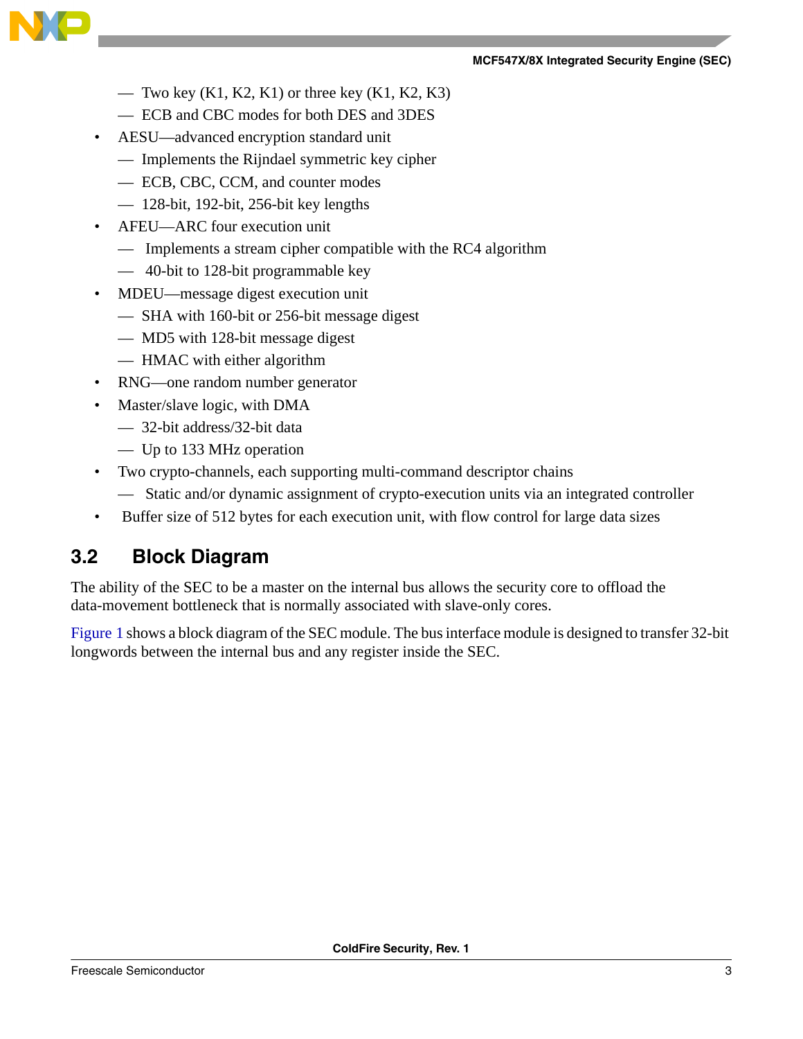- Two key (K1, K2, K1) or three key (K1, K2, K3)
  - ECB and CBC modes for both DES and 3DES
- AESU—advanced encryption standard unit
  - Implements the Rijndael symmetric key cipher
  - ECB, CBC, CCM, and counter modes
  - 128-bit, 192-bit, 256-bit key lengths
- AFEU—ARC four execution unit
  - Implements a stream cipher compatible with the RC4 algorithm
  - 40-bit to 128-bit programmable key
- MDEU—message digest execution unit
  - SHA with 160-bit or 256-bit message digest
  - MD5 with 128-bit message digest
  - HMAC with either algorithm
- RNG—one random number generator
- Master/slave logic, with DMA
  - 32-bit address/32-bit data
  - Up to 133 MHz operation
- Two crypto-channels, each supporting multi-command descriptor chains
  - Static and/or dynamic assignment of crypto-execution units via an integrated controller
- Buffer size of 512 bytes for each execution unit, with flow control for large data sizes

## 3.2 Block Diagram

The ability of the SEC to be a master on the internal bus allows the security core to offload the data-movement bottleneck that is normally associated with slave-only cores.

Figure 1 shows a block diagram of the SEC module. The bus interface module is designed to transfer 32-bit longwords between the internal bus and any register inside the SEC.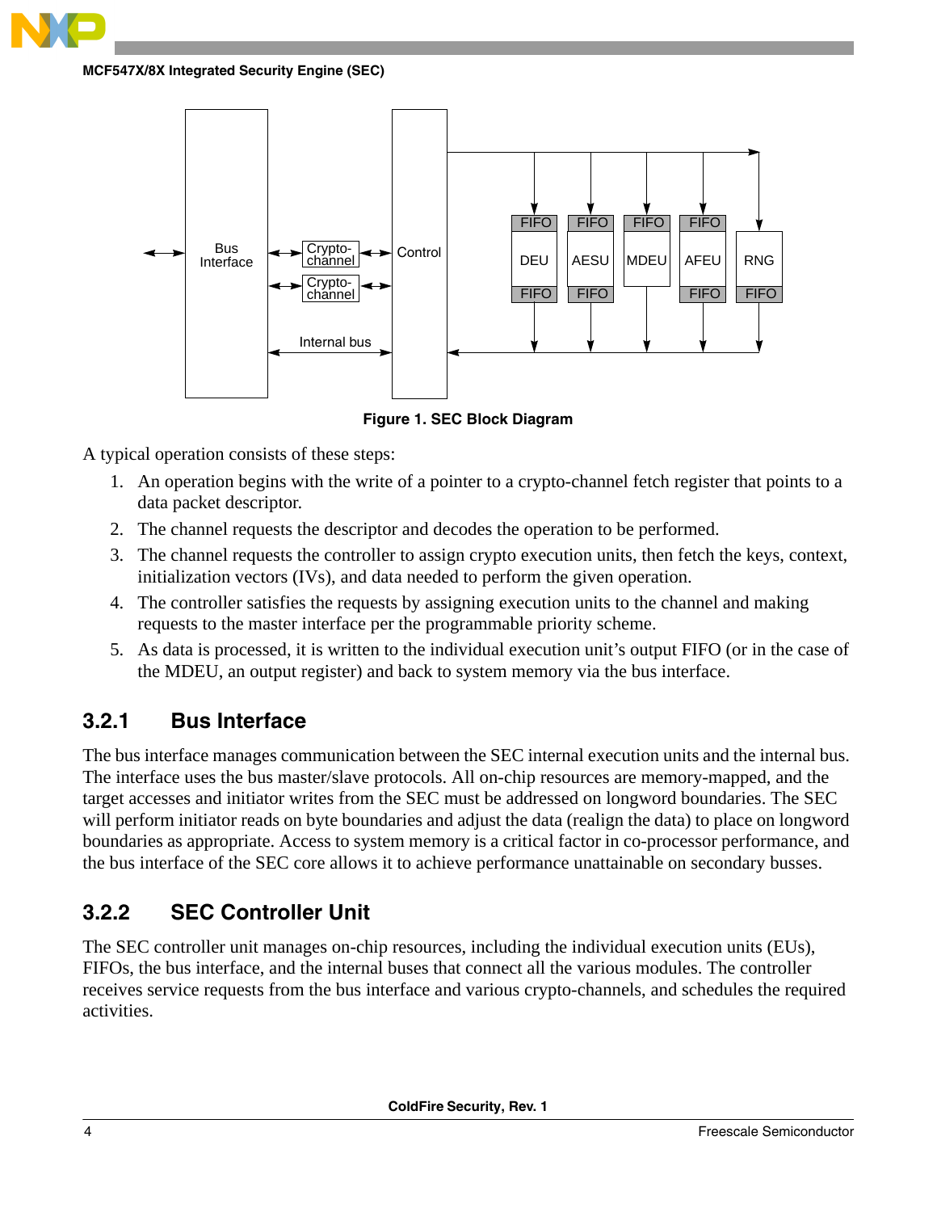**Figure 1. SEC Block Diagram**

A typical operation consists of these steps:

1. An operation begins with the write of a pointer to a crypto-channel fetch register that points to a data packet descriptor.
2. The channel requests the descriptor and decodes the operation to be performed.
3. The channel requests the controller to assign crypto execution units, then fetch the keys, context, initialization vectors (IVs), and data needed to perform the given operation.
4. The controller satisfies the requests by assigning execution units to the channel and making requests to the master interface per the programmable priority scheme.
5. As data is processed, it is written to the individual execution unit's output FIFO (or in the case of the MDEU, an output register) and back to system memory via the bus interface.

### 3.2.1 Bus Interface

The bus interface manages communication between the SEC internal execution units and the internal bus. The interface uses the bus master/slave protocols. All on-chip resources are memory-mapped, and the target accesses and initiator writes from the SEC must be addressed on longword boundaries. The SEC will perform initiator reads on byte boundaries and adjust the data (realign the data) to place on longword boundaries as appropriate. Access to system memory is a critical factor in co-processor performance, and the bus interface of the SEC core allows it to achieve performance unattainable on secondary busses.

### 3.2.2 SEC Controller Unit

The SEC controller unit manages on-chip resources, including the individual execution units (EUs), FIFOs, the bus interface, and the internal buses that connect all the various modules. The controller receives service requests from the bus interface and various crypto-channels, and schedules the required activities.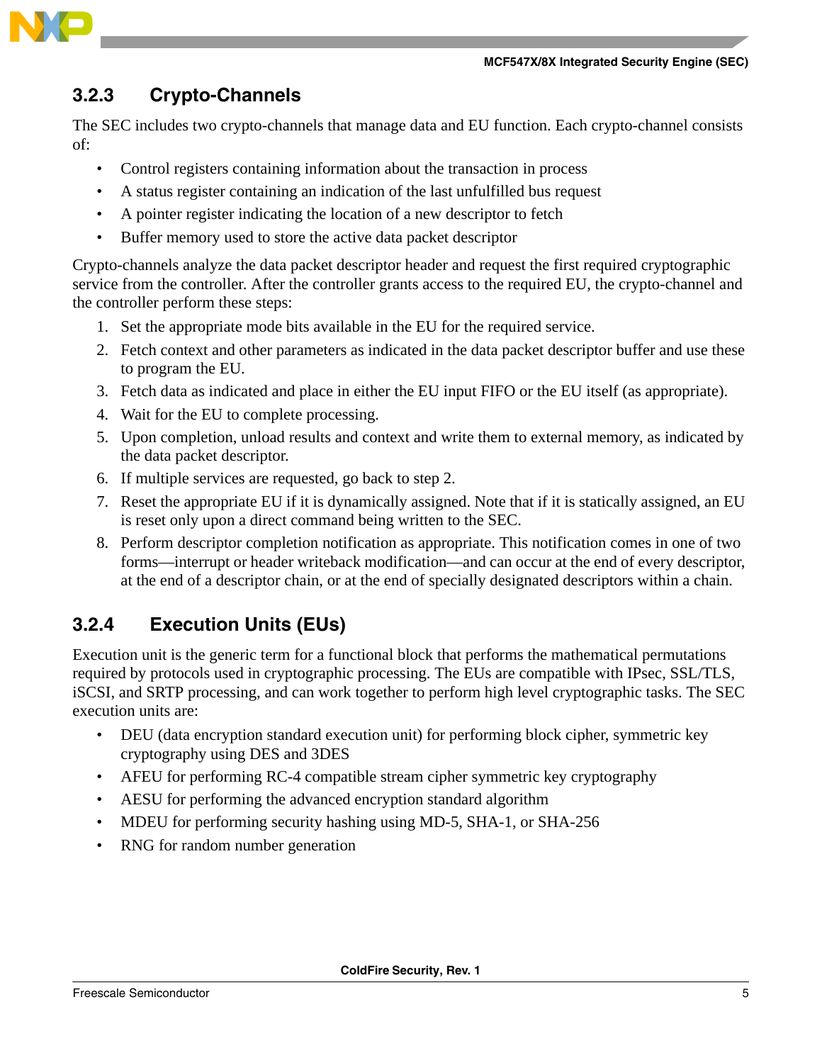### 3.2.3 Crypto-Channels

The SEC includes two crypto-channels that manage data and EU function. Each crypto-channel consists of:

- Control registers containing information about the transaction in process
- A status register containing an indication of the last unfulfilled bus request
- A pointer register indicating the location of a new descriptor to fetch
- Buffer memory used to store the active data packet descriptor

Crypto-channels analyze the data packet descriptor header and request the first required cryptographic service from the controller. After the controller grants access to the required EU, the crypto-channel and the controller perform these steps:

1. Set the appropriate mode bits available in the EU for the required service.
2. Fetch context and other parameters as indicated in the data packet descriptor buffer and use these to program the EU.
3. Fetch data as indicated and place in either the EU input FIFO or the EU itself (as appropriate).
4. Wait for the EU to complete processing.
5. Upon completion, unload results and context and write them to external memory, as indicated by the data packet descriptor.
6. If multiple services are requested, go back to step 2.
7. Reset the appropriate EU if it is dynamically assigned. Note that if it is statically assigned, an EU is reset only upon a direct command being written to the SEC.
8. Perform descriptor completion notification as appropriate. This notification comes in one of two forms—interrupt or header writeback modification—and can occur at the end of every descriptor, at the end of a descriptor chain, or at the end of specially designated descriptors within a chain.

### 3.2.4 Execution Units (EUs)

Execution unit is the generic term for a functional block that performs the mathematical permutations required by protocols used in cryptographic processing. The EUs are compatible with IPsec, SSL/TLS, iSCSI, and SRTP processing, and can work together to perform high level cryptographic tasks. The SEC execution units are:

- DEU (data encryption standard execution unit) for performing block cipher, symmetric key cryptography using DES and 3DES
- AFEU for performing RC-4 compatible stream cipher symmetric key cryptography
- AESU for performing the advanced encryption standard algorithm
- MDEU for performing security hashing using MD-5, SHA-1, or SHA-256
- RNG for random number generation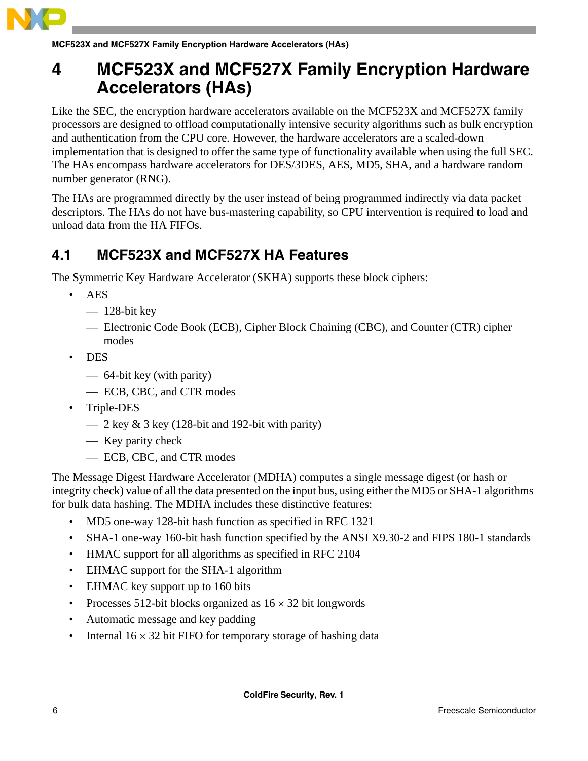# 4 MCF523X and MCF527X Family Encryption Hardware Accelerators (HAs)

Like the SEC, the encryption hardware accelerators available on the MCF523X and MCF527X family processors are designed to offload computationally intensive security algorithms such as bulk encryption and authentication from the CPU core. However, the hardware accelerators are a scaled-down implementation that is designed to offer the same type of functionality available when using the full SEC. The HAs encompass hardware accelerators for DES/3DES, AES, MD5, SHA, and a hardware random number generator (RNG).

The HAs are programmed directly by the user instead of being programmed indirectly via data packet descriptors. The HAs do not have bus-mastering capability, so CPU intervention is required to load and unload data from the HA FIFOs.

## 4.1 MCF523X and MCF527X HA Features

The Symmetric Key Hardware Accelerator (SKHA) supports these block ciphers:

- AES
  - 128-bit key
  - Electronic Code Book (ECB), Cipher Block Chaining (CBC), and Counter (CTR) cipher modes
- DES
  - 64-bit key (with parity)
  - ECB, CBC, and CTR modes
- Triple-DES
  - 2 key & 3 key (128-bit and 192-bit with parity)
  - Key parity check
  - ECB, CBC, and CTR modes

The Message Digest Hardware Accelerator (MDHA) computes a single message digest (or hash or integrity check) value of all the data presented on the input bus, using either the MD5 or SHA-1 algorithms for bulk data hashing. The MDHA includes these distinctive features:

- MD5 one-way 128-bit hash function as specified in RFC 1321
- SHA-1 one-way 160-bit hash function specified by the ANSI X9.30-2 and FIPS 180-1 standards
- HMAC support for all algorithms as specified in RFC 2104
- EHMAC support for the SHA-1 algorithm
- EHMAC key support up to 160 bits
- Processes 512-bit blocks organized as $16 \times 32$ bit longwords
- Automatic message and key padding
- Internal $16 \times 32$ bit FIFO for temporary storage of hashing data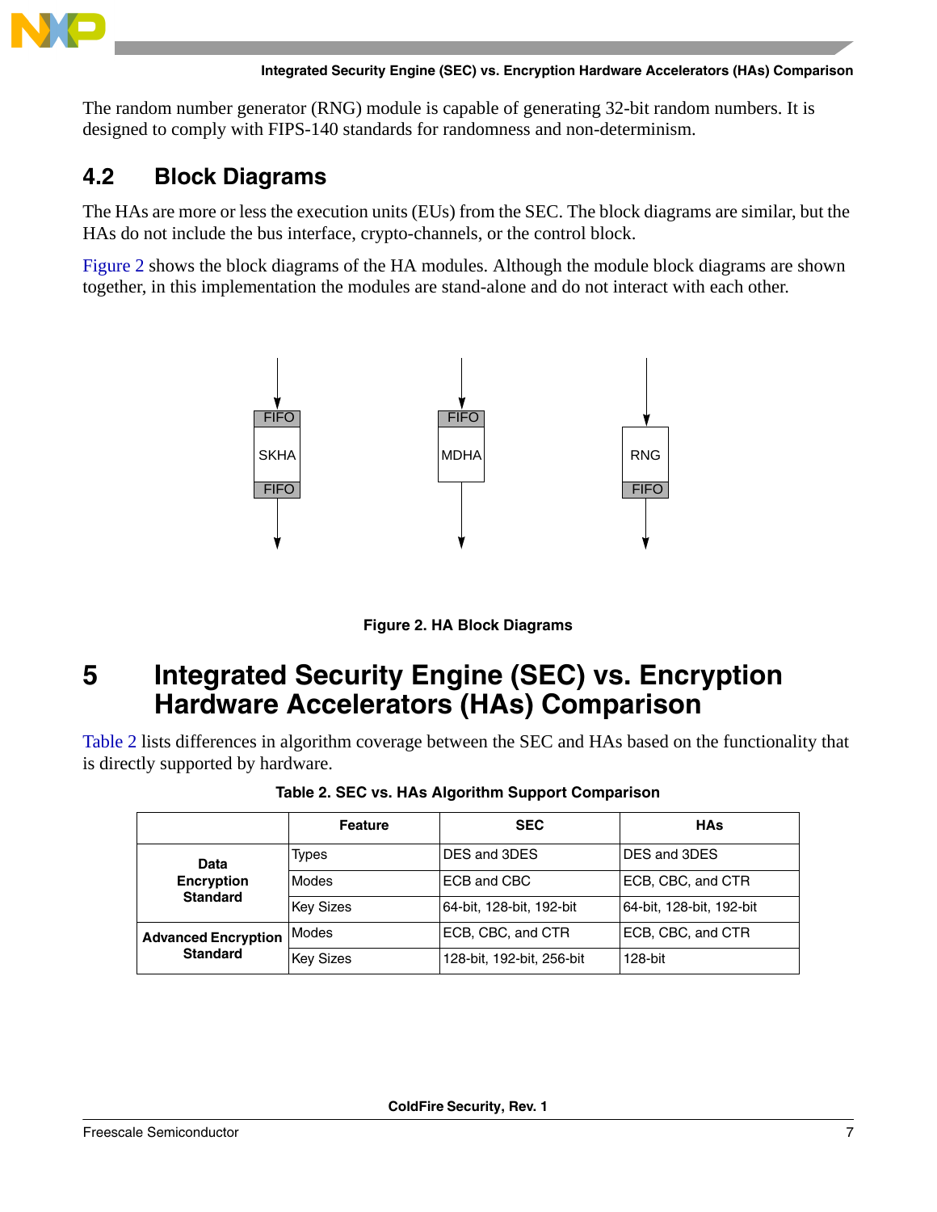The random number generator (RNG) module is capable of generating 32-bit random numbers. It is designed to comply with FIPS-140 standards for randomness and non-determinism.

### 4.2 Block Diagrams

The HAs are more or less the execution units (EUs) from the SEC. The block diagrams are similar, but the HAs do not include the bus interface, crypto-channels, or the control block.

Figure 2 shows the block diagrams of the HA modules. Although the module block diagrams are shown together, in this implementation the modules are stand-alone and do not interact with each other.

FIFO SKHA FIFO

FIFO MDHA

RNG FIFO

**Figure 2. HA Block Diagrams**

## 5 Integrated Security Engine (SEC) vs. Encryption Hardware Accelerators (HAs) Comparison

Table 2 lists differences in algorithm coverage between the SEC and HAs based on the functionality that is directly supported by hardware.

**Table 2. SEC vs. HAs Algorithm Support Comparison**

| | Feature | SEC | HAs |
|---|---|---|---|
| **Data Encryption Standard** | Types | DES and 3DES | DES and 3DES |
| | Modes | ECB and CBC | ECB, CBC, and CTR |
| | Key Sizes | 64-bit, 128-bit, 192-bit | 64-bit, 128-bit, 192-bit |
| **Advanced Encryption Standard** | Modes | ECB, CBC, and CTR | ECB, CBC, and CTR |
| | Key Sizes | 128-bit, 192-bit, 256-bit | 128-bit |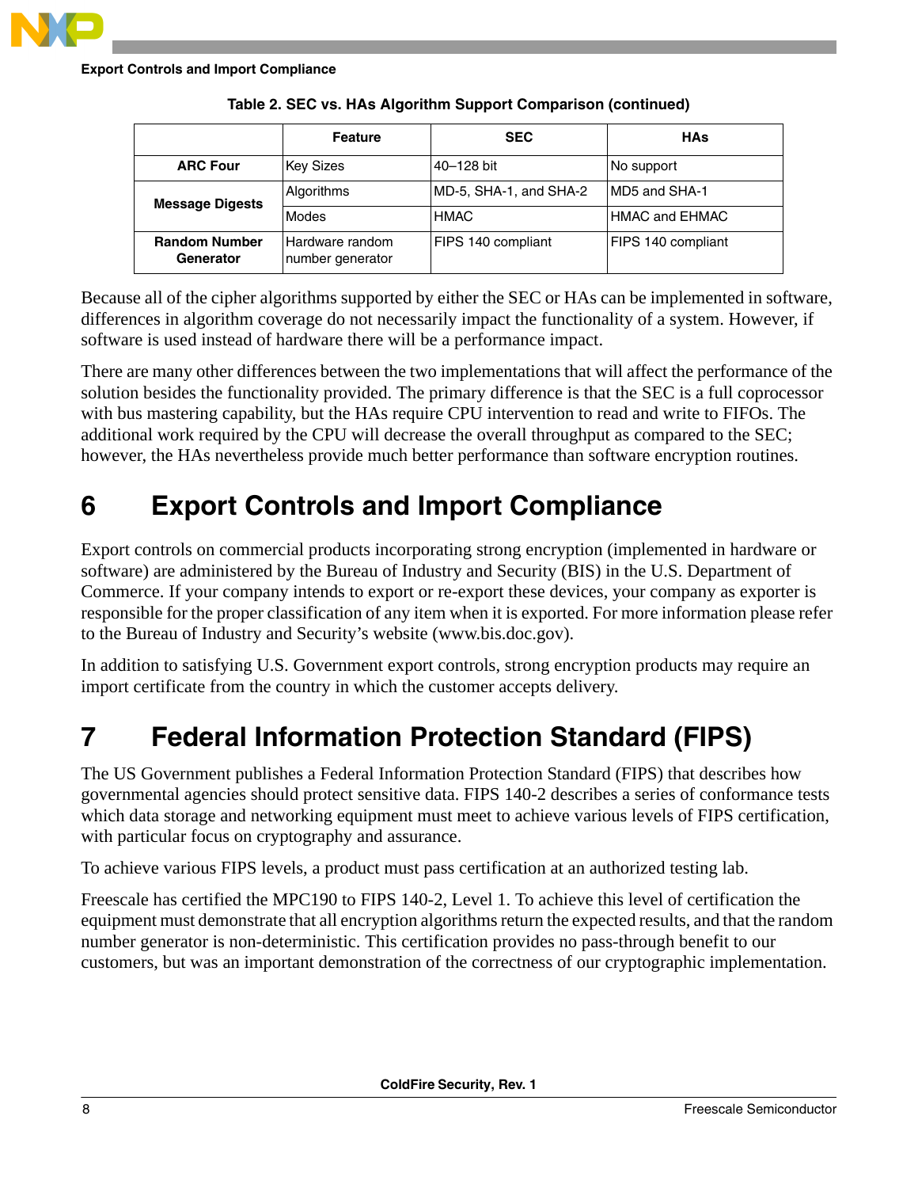**Table 2. SEC vs. HAs Algorithm Support Comparison (continued)**

| | Feature | SEC | HAs |
|---|---|---|---|
| **ARC Four** | Key Sizes | 40–128 bit | No support |
| **Message Digests** | Algorithms | MD-5, SHA-1, and SHA-2 | MD5 and SHA-1 |
| | Modes | HMAC | HMAC and EHMAC |
| **Random Number Generator** | Hardware random number generator | FIPS 140 compliant | FIPS 140 compliant |

Because all of the cipher algorithms supported by either the SEC or HAs can be implemented in software, differences in algorithm coverage do not necessarily impact the functionality of a system. However, if software is used instead of hardware there will be a performance impact.

There are many other differences between the two implementations that will affect the performance of the solution besides the functionality provided. The primary difference is that the SEC is a full coprocessor with bus mastering capability, but the HAs require CPU intervention to read and write to FIFOs. The additional work required by the CPU will decrease the overall throughput as compared to the SEC; however, the HAs nevertheless provide much better performance than software encryption routines.

# 6 Export Controls and Import Compliance

Export controls on commercial products incorporating strong encryption (implemented in hardware or software) are administered by the Bureau of Industry and Security (BIS) in the U.S. Department of Commerce. If your company intends to export or re-export these devices, your company as exporter is responsible for the proper classification of any item when it is exported. For more information please refer to the Bureau of Industry and Security's website (www.bis.doc.gov).

In addition to satisfying U.S. Government export controls, strong encryption products may require an import certificate from the country in which the customer accepts delivery.

# 7 Federal Information Protection Standard (FIPS)

The US Government publishes a Federal Information Protection Standard (FIPS) that describes how governmental agencies should protect sensitive data. FIPS 140-2 describes a series of conformance tests which data storage and networking equipment must meet to achieve various levels of FIPS certification, with particular focus on cryptography and assurance.

To achieve various FIPS levels, a product must pass certification at an authorized testing lab.

Freescale has certified the MPC190 to FIPS 140-2, Level 1. To achieve this level of certification the equipment must demonstrate that all encryption algorithms return the expected results, and that the random number generator is non-deterministic. This certification provides no pass-through benefit to our customers, but was an important demonstration of the correctness of our cryptographic implementation.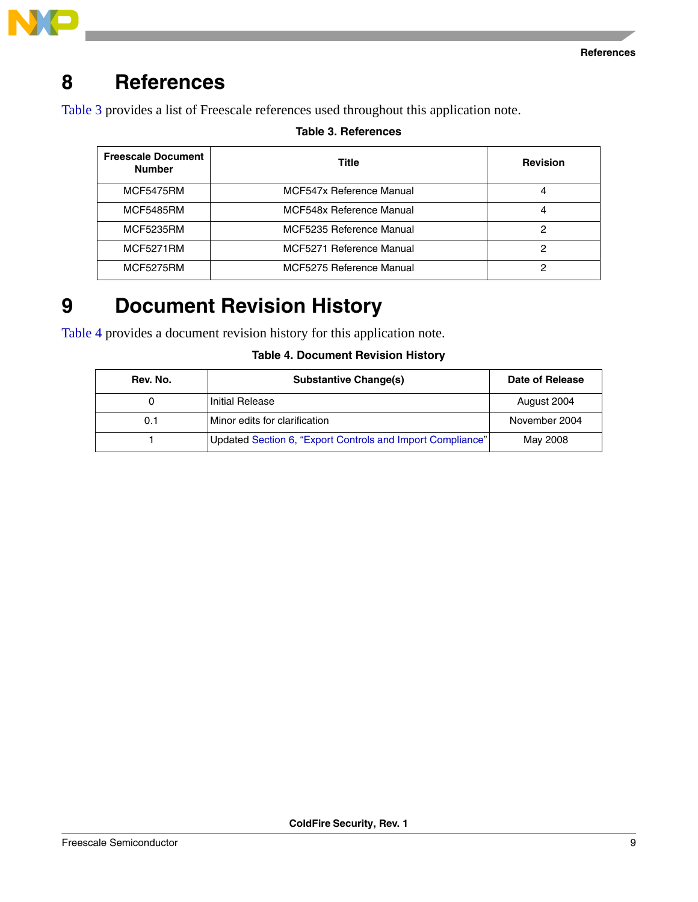# 8 References

Table 3 provides a list of Freescale references used throughout this application note.

**Table 3. References**

| Freescale Document Number | Title | Revision |
|---|---|---|
| MCF5475RM | MCF547x Reference Manual | 4 |
| MCF5485RM | MCF548x Reference Manual | 4 |
| MCF5235RM | MCF5235 Reference Manual | 2 |
| MCF5271RM | MCF5271 Reference Manual | 2 |
| MCF5275RM | MCF5275 Reference Manual | 2 |

# 9 Document Revision History

Table 4 provides a document revision history for this application note.

**Table 4. Document Revision History**

| Rev. No. | Substantive Change(s) | Date of Release |
|---|---|---|
| 0 | Initial Release | August 2004 |
| 0.1 | Minor edits for clarification | November 2004 |
| 1 | Updated Section 6, "Export Controls and Import Compliance" | May 2008 |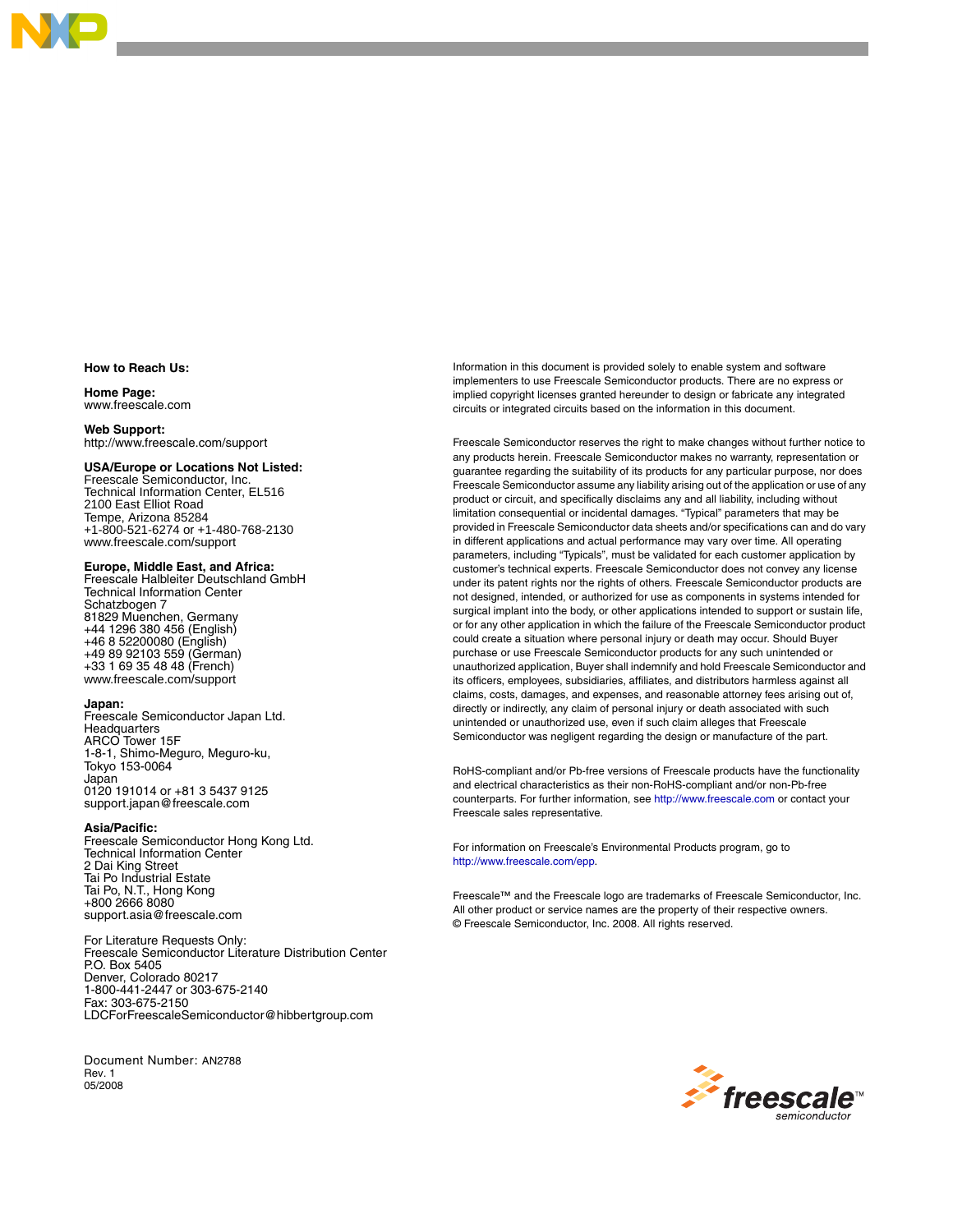**How to Reach Us:**

**Home Page:**
www.freescale.com

**Web Support:**
http://www.freescale.com/support

**USA/Europe or Locations Not Listed:**
Freescale Semiconductor, Inc.
Technical Information Center, EL516
2100 East Elliot Road
Tempe, Arizona 85284
+1-800-521-6274 or +1-480-768-2130
www.freescale.com/support

**Europe, Middle East, and Africa:**
Freescale Halbleiter Deutschland GmbH
Technical Information Center
Schatzbogen 7
81829 Muenchen, Germany
+44 1296 380 456 (English)
+46 8 52200080 (English)
+49 89 92103 559 (German)
+33 1 69 35 48 48 (French)
www.freescale.com/support

**Japan:**
Freescale Semiconductor Japan Ltd.
Headquarters
ARCO Tower 15F
1-8-1, Shimo-Meguro, Meguro-ku,
Tokyo 153-0064
Japan
0120 191014 or +81 3 5437 9125
support.japan@freescale.com

**Asia/Pacific:**
Freescale Semiconductor Hong Kong Ltd.
Technical Information Center
2 Dai King Street
Tai Po Industrial Estate
Tai Po, N.T., Hong Kong
+800 2666 8080
support.asia@freescale.com

For Literature Requests Only:
Freescale Semiconductor Literature Distribution Center
P.O. Box 5405
Denver, Colorado 80217
1-800-441-2447 or 303-675-2140
Fax: 303-675-2150
LDCForFreescaleSemiconductor@hibbertgroup.com

Information in this document is provided solely to enable system and software implementers to use Freescale Semiconductor products. There are no express or implied copyright licenses granted hereunder to design or fabricate any integrated circuits or integrated circuits based on the information in this document.

Freescale Semiconductor reserves the right to make changes without further notice to any products herein. Freescale Semiconductor makes no warranty, representation or guarantee regarding the suitability of its products for any particular purpose, nor does Freescale Semiconductor assume any liability arising out of the application or use of any product or circuit, and specifically disclaims any and all liability, including without limitation consequential or incidental damages. "Typical" parameters that may be provided in Freescale Semiconductor data sheets and/or specifications can and do vary in different applications and actual performance may vary over time. All operating parameters, including "Typicals", must be validated for each customer application by customer's technical experts. Freescale Semiconductor does not convey any license under its patent rights nor the rights of others. Freescale Semiconductor products are not designed, intended, or authorized for use as components in systems intended for surgical implant into the body, or other applications intended to support or sustain life, or for any other application in which the failure of the Freescale Semiconductor product could create a situation where personal injury or death may occur. Should Buyer purchase or use Freescale Semiconductor products for any such unintended or unauthorized application, Buyer shall indemnify and hold Freescale Semiconductor and its officers, employees, subsidiaries, affiliates, and distributors harmless against all claims, costs, damages, and expenses, and reasonable attorney fees arising out of, directly or indirectly, any claim of personal injury or death associated with such unintended or unauthorized use, even if such claim alleges that Freescale Semiconductor was negligent regarding the design or manufacture of the part.

RoHS-compliant and/or Pb-free versions of Freescale products have the functionality and electrical characteristics as their non-RoHS-compliant and/or non-Pb-free counterparts. For further information, see http://www.freescale.com or contact your Freescale sales representative.

For information on Freescale's Environmental Products program, go to http://www.freescale.com/epp.

Freescale™ and the Freescale logo are trademarks of Freescale Semiconductor, Inc. All other product or service names are the property of their respective owners.
© Freescale Semiconductor, Inc. 2008. All rights reserved.

Document Number: AN2788
Rev. 1
05/2008